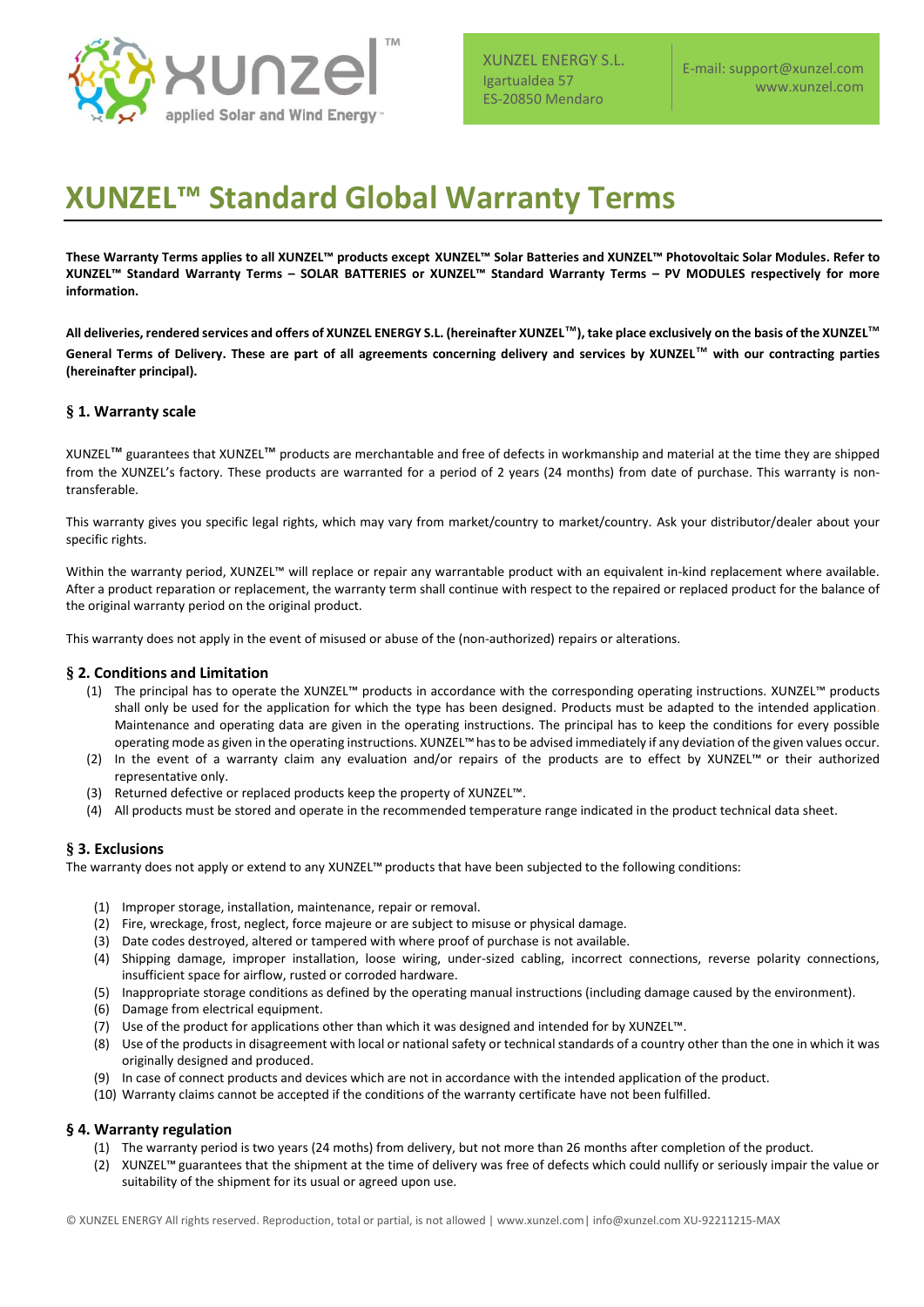XUNZEL ENERGY S.L.
Igartualdea 57
ES-20850 Mendaro

E-mail: support@xunzel.com
www.xunzel.com

# XUNZEL™ Standard Global Warranty Terms

**These Warranty Terms applies to all XUNZEL™ products except XUNZEL™ Solar Batteries and XUNZEL™ Photovoltaic Solar Modules. Refer to XUNZEL™ Standard Warranty Terms – SOLAR BATTERIES or XUNZEL™ Standard Warranty Terms – PV MODULES respectively for more information.**

**All deliveries, rendered services and offers of XUNZEL ENERGY S.L. (hereinafter XUNZEL™), take place exclusively on the basis of the XUNZEL™ General Terms of Delivery. These are part of all agreements concerning delivery and services by XUNZEL™ with our contracting parties (hereinafter principal).**

## § 1. Warranty scale

XUNZEL™ guarantees that XUNZEL™ products are merchantable and free of defects in workmanship and material at the time they are shipped from the XUNZEL's factory. These products are warranted for a period of 2 years (24 months) from date of purchase. This warranty is non-transferable.

This warranty gives you specific legal rights, which may vary from market/country to market/country. Ask your distributor/dealer about your specific rights.

Within the warranty period, XUNZEL™ will replace or repair any warrantable product with an equivalent in-kind replacement where available. After a product reparation or replacement, the warranty term shall continue with respect to the repaired or replaced product for the balance of the original warranty period on the original product.

This warranty does not apply in the event of misused or abuse of the (non-authorized) repairs or alterations.

## § 2. Conditions and Limitation

(1) The principal has to operate the XUNZEL™ products in accordance with the corresponding operating instructions. XUNZEL™ products shall only be used for the application for which the type has been designed. Products must be adapted to the intended application. Maintenance and operating data are given in the operating instructions. The principal has to keep the conditions for every possible operating mode as given in the operating instructions. XUNZEL™ has to be advised immediately if any deviation of the given values occur.
(2) In the event of a warranty claim any evaluation and/or repairs of the products are to effect by XUNZEL™ or their authorized representative only.
(3) Returned defective or replaced products keep the property of XUNZEL™.
(4) All products must be stored and operate in the recommended temperature range indicated in the product technical data sheet.

## § 3. Exclusions

The warranty does not apply or extend to any XUNZEL™ products that have been subjected to the following conditions:

(1) Improper storage, installation, maintenance, repair or removal.
(2) Fire, wreckage, frost, neglect, force majeure or are subject to misuse or physical damage.
(3) Date codes destroyed, altered or tampered with where proof of purchase is not available.
(4) Shipping damage, improper installation, loose wiring, under-sized cabling, incorrect connections, reverse polarity connections, insufficient space for airflow, rusted or corroded hardware.
(5) Inappropriate storage conditions as defined by the operating manual instructions (including damage caused by the environment).
(6) Damage from electrical equipment.
(7) Use of the product for applications other than which it was designed and intended for by XUNZEL™.
(8) Use of the products in disagreement with local or national safety or technical standards of a country other than the one in which it was originally designed and produced.
(9) In case of connect products and devices which are not in accordance with the intended application of the product.
(10) Warranty claims cannot be accepted if the conditions of the warranty certificate have not been fulfilled.

## § 4. Warranty regulation

(1) The warranty period is two years (24 moths) from delivery, but not more than 26 months after completion of the product.
(2) XUNZEL™ guarantees that the shipment at the time of delivery was free of defects which could nullify or seriously impair the value or suitability of the shipment for its usual or agreed upon use.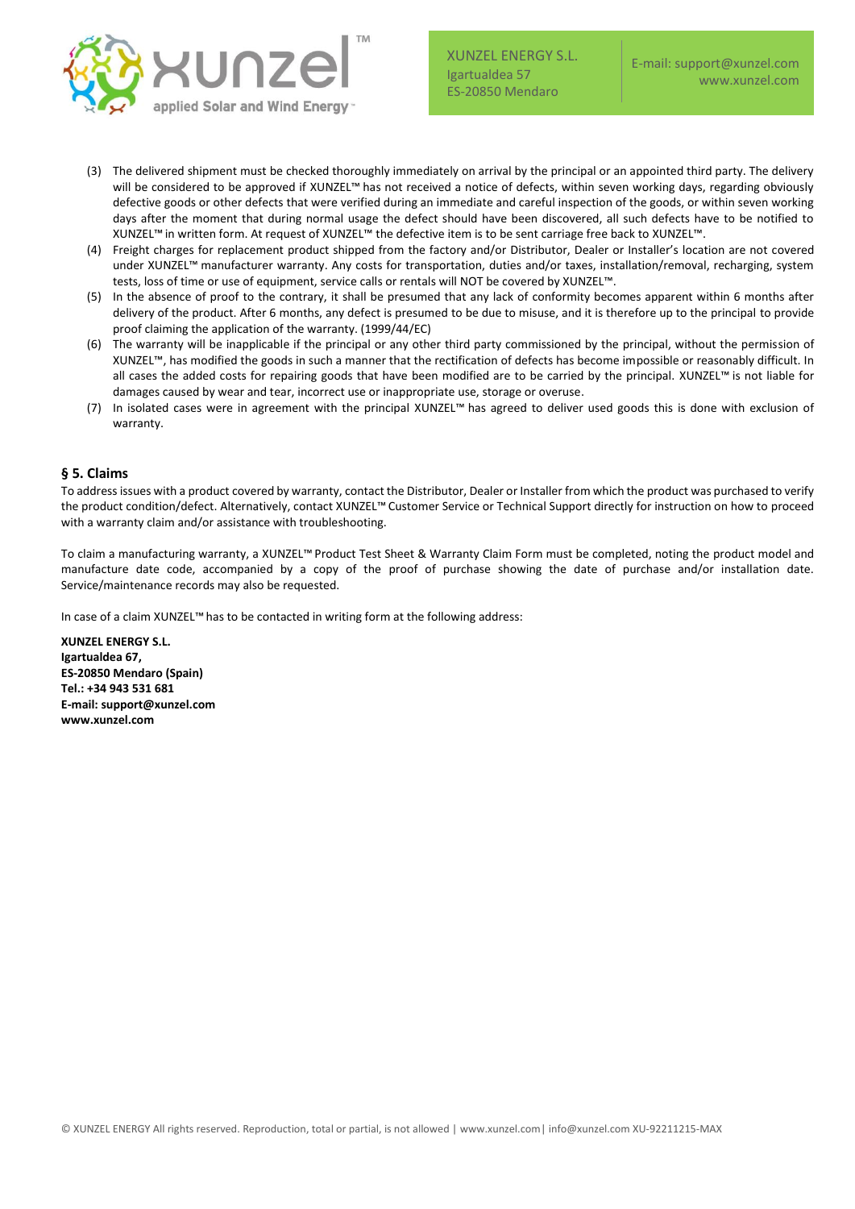(3) The delivered shipment must be checked thoroughly immediately on arrival by the principal or an appointed third party. The delivery will be considered to be approved if XUNZEL™ has not received a notice of defects, within seven working days, regarding obviously defective goods or other defects that were verified during an immediate and careful inspection of the goods, or within seven working days after the moment that during normal usage the defect should have been discovered, all such defects have to be notified to XUNZEL™ in written form. At request of XUNZEL™ the defective item is to be sent carriage free back to XUNZEL™.

(4) Freight charges for replacement product shipped from the factory and/or Distributor, Dealer or Installer's location are not covered under XUNZEL™ manufacturer warranty. Any costs for transportation, duties and/or taxes, installation/removal, recharging, system tests, loss of time or use of equipment, service calls or rentals will NOT be covered by XUNZEL™.

(5) In the absence of proof to the contrary, it shall be presumed that any lack of conformity becomes apparent within 6 months after delivery of the product. After 6 months, any defect is presumed to be due to misuse, and it is therefore up to the principal to provide proof claiming the application of the warranty. (1999/44/EC)

(6) The warranty will be inapplicable if the principal or any other third party commissioned by the principal, without the permission of XUNZEL™, has modified the goods in such a manner that the rectification of defects has become impossible or reasonably difficult. In all cases the added costs for repairing goods that have been modified are to be carried by the principal. XUNZEL™ is not liable for damages caused by wear and tear, incorrect use or inappropriate use, storage or overuse.

(7) In isolated cases were in agreement with the principal XUNZEL™ has agreed to deliver used goods this is done with exclusion of warranty.

## § 5. Claims

To address issues with a product covered by warranty, contact the Distributor, Dealer or Installer from which the product was purchased to verify the product condition/defect. Alternatively, contact XUNZEL™ Customer Service or Technical Support directly for instruction on how to proceed with a warranty claim and/or assistance with troubleshooting.

To claim a manufacturing warranty, a XUNZEL™ Product Test Sheet & Warranty Claim Form must be completed, noting the product model and manufacture date code, accompanied by a copy of the proof of purchase showing the date of purchase and/or installation date. Service/maintenance records may also be requested.

In case of a claim XUNZEL™ has to be contacted in writing form at the following address:

**XUNZEL ENERGY S.L.**
**Igartualdea 67,**
**ES-20850 Mendaro (Spain)**
**Tel.: +34 943 531 681**
**E-mail: support@xunzel.com**
**www.xunzel.com**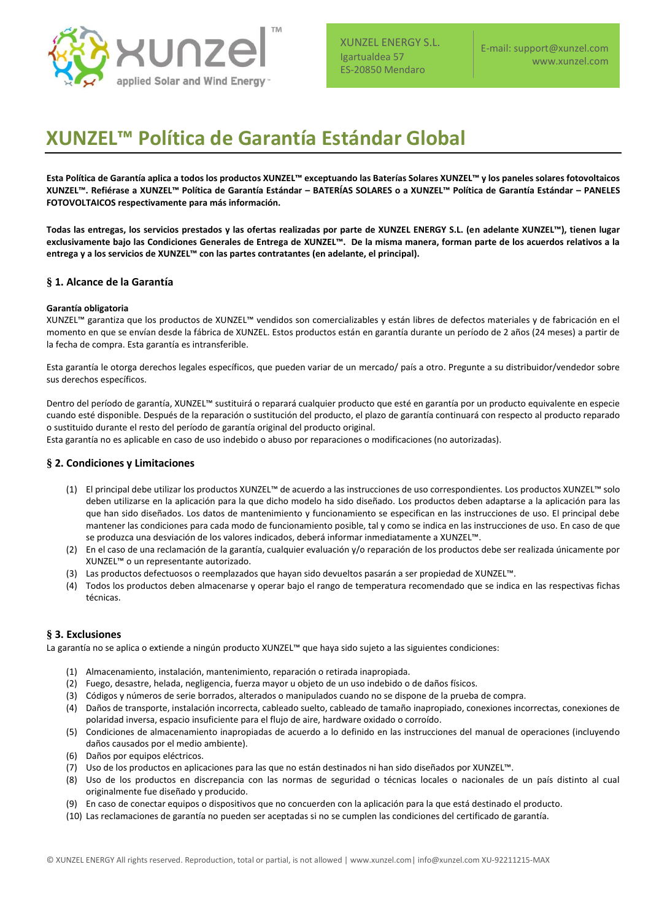XUNZEL ENERGY S.L.
Igartualdea 57
ES-20850 Mendaro

E-mail: support@xunzel.com
www.xunzel.com

# XUNZEL™ Política de Garantía Estándar Global

**Esta Política de Garantía aplica a todos los productos XUNZEL™ exceptuando las Baterías Solares XUNZEL™ y los paneles solares fotovoltaicos XUNZEL™. Refiérase a XUNZEL™ Política de Garantía Estándar – BATERÍAS SOLARES o a XUNZEL™ Política de Garantía Estándar – PANELES FOTOVOLTAICOS respectivamente para más información.**

**Todas las entregas, los servicios prestados y las ofertas realizadas por parte de XUNZEL ENERGY S.L. (en adelante XUNZEL™), tienen lugar exclusivamente bajo las Condiciones Generales de Entrega de XUNZEL™. De la misma manera, forman parte de los acuerdos relativos a la entrega y a los servicios de XUNZEL™ con las partes contratantes (en adelante, el principal).**

## § 1. Alcance de la Garantía

**Garantía obligatoria**

XUNZEL™ garantiza que los productos de XUNZEL™ vendidos son comercializables y están libres de defectos materiales y de fabricación en el momento en que se envían desde la fábrica de XUNZEL. Estos productos están en garantía durante un período de 2 años (24 meses) a partir de la fecha de compra. Esta garantía es intransferible.

Esta garantía le otorga derechos legales específicos, que pueden variar de un mercado/ país a otro. Pregunte a su distribuidor/vendedor sobre sus derechos específicos.

Dentro del período de garantía, XUNZEL™ sustituirá o reparará cualquier producto que esté en garantía por un producto equivalente en especie cuando esté disponible. Después de la reparación o sustitución del producto, el plazo de garantía continuará con respecto al producto reparado o sustituido durante el resto del período de garantía original del producto original.
Esta garantía no es aplicable en caso de uso indebido o abuso por reparaciones o modificaciones (no autorizadas).

## § 2. Condiciones y Limitaciones

(1) El principal debe utilizar los productos XUNZEL™ de acuerdo a las instrucciones de uso correspondientes. Los productos XUNZEL™ solo deben utilizarse en la aplicación para la que dicho modelo ha sido diseñado. Los productos deben adaptarse a la aplicación para las que han sido diseñados. Los datos de mantenimiento y funcionamiento se especifican en las instrucciones de uso. El principal debe mantener las condiciones para cada modo de funcionamiento posible, tal y como se indica en las instrucciones de uso. En caso de que se produzca una desviación de los valores indicados, deberá informar inmediatamente a XUNZEL™.
(2) En el caso de una reclamación de la garantía, cualquier evaluación y/o reparación de los productos debe ser realizada únicamente por XUNZEL™ o un representante autorizado.
(3) Las productos defectuosos o reemplazados que hayan sido devueltos pasarán a ser propiedad de XUNZEL™.
(4) Todos los productos deben almacenarse y operar bajo el rango de temperatura recomendado que se indica en las respectivas fichas técnicas.

## § 3. Exclusiones

La garantía no se aplica o extiende a ningún producto XUNZEL™ que haya sido sujeto a las siguientes condiciones:

(1) Almacenamiento, instalación, mantenimiento, reparación o retirada inapropiada.
(2) Fuego, desastre, helada, negligencia, fuerza mayor u objeto de un uso indebido o de daños físicos.
(3) Códigos y números de serie borrados, alterados o manipulados cuando no se dispone de la prueba de compra.
(4) Daños de transporte, instalación incorrecta, cableado suelto, cableado de tamaño inapropiado, conexiones incorrectas, conexiones de polaridad inversa, espacio insuficiente para el flujo de aire, hardware oxidado o corroído.
(5) Condiciones de almacenamiento inapropiadas de acuerdo a lo definido en las instrucciones del manual de operaciones (incluyendo daños causados por el medio ambiente).
(6) Daños por equipos eléctricos.
(7) Uso de los productos en aplicaciones para las que no están destinados ni han sido diseñados por XUNZEL™.
(8) Uso de los productos en discrepancia con las normas de seguridad o técnicas locales o nacionales de un país distinto al cual originalmente fue diseñado y producido.
(9) En caso de conectar equipos o dispositivos que no concuerden con la aplicación para la que está destinado el producto.
(10) Las reclamaciones de garantía no pueden ser aceptadas si no se cumplen las condiciones del certificado de garantía.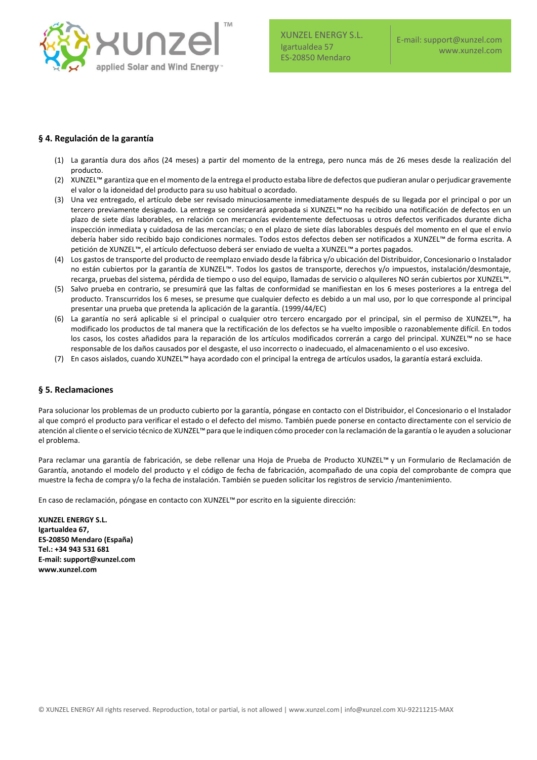## § 4. Regulación de la garantía

(1) La garantía dura dos años (24 meses) a partir del momento de la entrega, pero nunca más de 26 meses desde la realización del producto.

(2) XUNZEL™ garantiza que en el momento de la entrega el producto estaba libre de defectos que pudieran anular o perjudicar gravemente el valor o la idoneidad del producto para su uso habitual o acordado.

(3) Una vez entregado, el artículo debe ser revisado minuciosamente inmediatamente después de su llegada por el principal o por un tercero previamente designado. La entrega se considerará aprobada si XUNZEL™ no ha recibido una notificación de defectos en un plazo de siete días laborables, en relación con mercancías evidentemente defectuosas u otros defectos verificados durante dicha inspección inmediata y cuidadosa de las mercancías; o en el plazo de siete días laborables después del momento en el que el envío debería haber sido recibido bajo condiciones normales. Todos estos defectos deben ser notificados a XUNZEL™ de forma escrita. A petición de XUNZEL™, el artículo defectuoso deberá ser enviado de vuelta a XUNZEL™ a portes pagados.

(4) Los gastos de transporte del producto de reemplazo enviado desde la fábrica y/o ubicación del Distribuidor, Concesionario o Instalador no están cubiertos por la garantía de XUNZEL™. Todos los gastos de transporte, derechos y/o impuestos, instalación/desmontaje, recarga, pruebas del sistema, pérdida de tiempo o uso del equipo, llamadas de servicio o alquileres NO serán cubiertos por XUNZEL™.

(5) Salvo prueba en contrario, se presumirá que las faltas de conformidad se manifiestan en los 6 meses posteriores a la entrega del producto. Transcurridos los 6 meses, se presume que cualquier defecto es debido a un mal uso, por lo que corresponde al principal presentar una prueba que pretenda la aplicación de la garantía. (1999/44/EC)

(6) La garantía no será aplicable si el principal o cualquier otro tercero encargado por el principal, sin el permiso de XUNZEL™, ha modificado los productos de tal manera que la rectificación de los defectos se ha vuelto imposible o razonablemente difícil. En todos los casos, los costes añadidos para la reparación de los artículos modificados correrán a cargo del principal. XUNZEL™ no se hace responsable de los daños causados por el desgaste, el uso incorrecto o inadecuado, el almacenamiento o el uso excesivo.

(7) En casos aislados, cuando XUNZEL™ haya acordado con el principal la entrega de artículos usados, la garantía estará excluida.

## § 5. Reclamaciones

Para solucionar los problemas de un producto cubierto por la garantía, póngase en contacto con el Distribuidor, el Concesionario o el Instalador al que compró el producto para verificar el estado o el defecto del mismo. También puede ponerse en contacto directamente con el servicio de atención al cliente o el servicio técnico de XUNZEL™ para que le indiquen cómo proceder con la reclamación de la garantía o le ayuden a solucionar el problema.

Para reclamar una garantía de fabricación, se debe rellenar una Hoja de Prueba de Producto XUNZEL™ y un Formulario de Reclamación de Garantía, anotando el modelo del producto y el código de fecha de fabricación, acompañado de una copia del comprobante de compra que muestre la fecha de compra y/o la fecha de instalación. También se pueden solicitar los registros de servicio /mantenimiento.

En caso de reclamación, póngase en contacto con XUNZEL™ por escrito en la siguiente dirección:

**XUNZEL ENERGY S.L.**
**Igartualdea 67,**
**ES-20850 Mendaro (España)**
**Tel.: +34 943 531 681**
**E-mail: support@xunzel.com**
**www.xunzel.com**